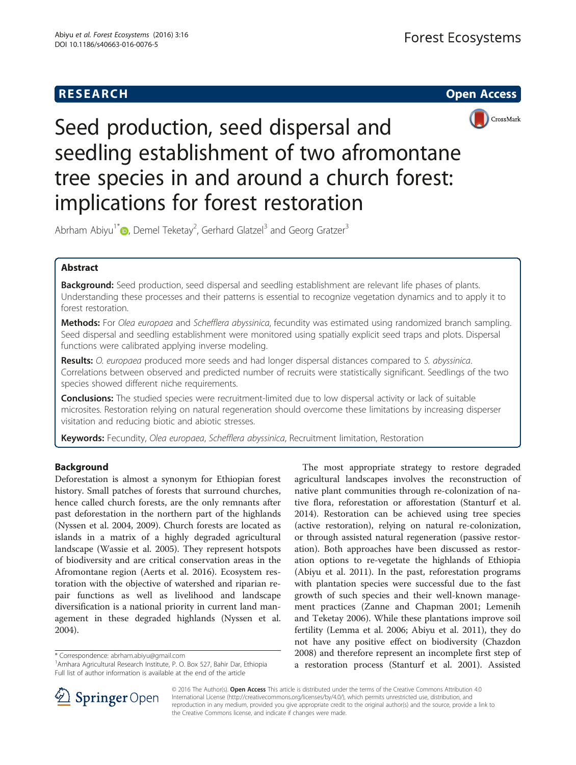**RESEARCH** **Open Access**

# Seed production, seed dispersal and seedling establishment of two afromontane tree species in and around a church forest: implications for forest restoration

Abrham Abiyu[1*], Demel Teketay[2], Gerhard Glatzel[3] and Georg Gratzer[3]

## Abstract

**Background:** Seed production, seed dispersal and seedling establishment are relevant life phases of plants. Understanding these processes and their patterns is essential to recognize vegetation dynamics and to apply it to forest restoration.

**Methods:** For *Olea europaea* and *Schefflera abyssinica*, fecundity was estimated using randomized branch sampling. Seed dispersal and seedling establishment were monitored using spatially explicit seed traps and plots. Dispersal functions were calibrated applying inverse modeling.

**Results:** *O. europaea* produced more seeds and had longer dispersal distances compared to *S. abyssinica*. Correlations between observed and predicted number of recruits were statistically significant. Seedlings of the two species showed different niche requirements.

**Conclusions:** The studied species were recruitment-limited due to low dispersal activity or lack of suitable microsites. Restoration relying on natural regeneration should overcome these limitations by increasing disperser visitation and reducing biotic and abiotic stresses.

**Keywords:** Fecundity, *Olea europaea*, *Schefflera abyssinica*, Recruitment limitation, Restoration

## Background

Deforestation is almost a synonym for Ethiopian forest history. Small patches of forests that surround churches, hence called church forests, are the only remnants after past deforestation in the northern part of the highlands (Nyssen et al. 2004, 2009). Church forests are located as islands in a matrix of a highly degraded agricultural landscape (Wassie et al. 2005). They represent hotspots of biodiversity and are critical conservation areas in the Afromontane region (Aerts et al. 2016). Ecosystem restoration with the objective of watershed and riparian repair functions as well as livelihood and landscape diversification is a national priority in current land management in these degraded highlands (Nyssen et al. 2004).

The most appropriate strategy to restore degraded agricultural landscapes involves the reconstruction of native plant communities through re-colonization of native flora, reforestation or afforestation (Stanturf et al. 2014). Restoration can be achieved using tree species (active restoration), relying on natural re-colonization, or through assisted natural regeneration (passive restoration). Both approaches have been discussed as restoration options to re-vegetate the highlands of Ethiopia (Abiyu et al. 2011). In the past, reforestation programs with plantation species were successful due to the fast growth of such species and their well-known management practices (Zanne and Chapman 2001; Lemenih and Teketay 2006). While these plantations improve soil fertility (Lemma et al. 2006; Abiyu et al. 2011), they do not have any positive effect on biodiversity (Chazdon 2008) and therefore represent an incomplete first step of a restoration process (Stanturf et al. 2001). Assisted

\* Correspondence: abrham.abiyu@gmail.com
[1]Amhara Agricultural Research Institute, P. O. Box 527, Bahir Dar, Ethiopia
Full list of author information is available at the end of the article

© 2016 The Author(s). **Open Access** This article is distributed under the terms of the Creative Commons Attribution 4.0 International License (http://creativecommons.org/licenses/by/4.0/), which permits unrestricted use, distribution, and reproduction in any medium, provided you give appropriate credit to the original author(s) and the source, provide a link to the Creative Commons license, and indicate if changes were made.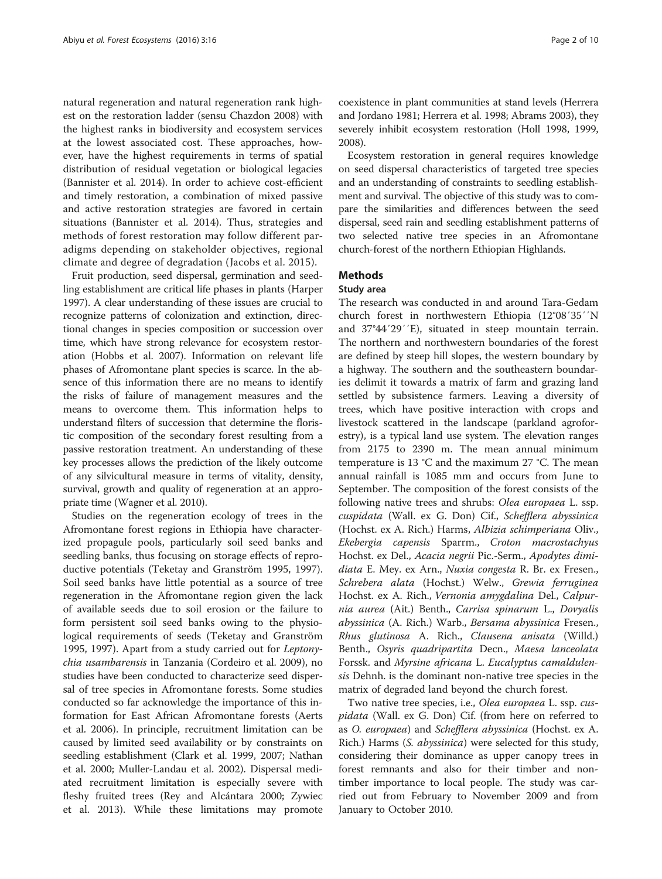natural regeneration and natural regeneration rank highest on the restoration ladder (sensu Chazdon 2008) with the highest ranks in biodiversity and ecosystem services at the lowest associated cost. These approaches, however, have the highest requirements in terms of spatial distribution of residual vegetation or biological legacies (Bannister et al. 2014). In order to achieve cost-efficient and timely restoration, a combination of mixed passive and active restoration strategies are favored in certain situations (Bannister et al. 2014). Thus, strategies and methods of forest restoration may follow different paradigms depending on stakeholder objectives, regional climate and degree of degradation (Jacobs et al. 2015).

Fruit production, seed dispersal, germination and seedling establishment are critical life phases in plants (Harper 1997). A clear understanding of these issues are crucial to recognize patterns of colonization and extinction, directional changes in species composition or succession over time, which have strong relevance for ecosystem restoration (Hobbs et al. 2007). Information on relevant life phases of Afromontane plant species is scarce. In the absence of this information there are no means to identify the risks of failure of management measures and the means to overcome them. This information helps to understand filters of succession that determine the floristic composition of the secondary forest resulting from a passive restoration treatment. An understanding of these key processes allows the prediction of the likely outcome of any silvicultural measure in terms of vitality, density, survival, growth and quality of regeneration at an appropriate time (Wagner et al. 2010).

Studies on the regeneration ecology of trees in the Afromontane forest regions in Ethiopia have characterized propagule pools, particularly soil seed banks and seedling banks, thus focusing on storage effects of reproductive potentials (Teketay and Granström 1995, 1997). Soil seed banks have little potential as a source of tree regeneration in the Afromontane region given the lack of available seeds due to soil erosion or the failure to form persistent soil seed banks owing to the physiological requirements of seeds (Teketay and Granström 1995, 1997). Apart from a study carried out for *Leptonychia usambarensis* in Tanzania (Cordeiro et al. 2009), no studies have been conducted to characterize seed dispersal of tree species in Afromontane forests. Some studies conducted so far acknowledge the importance of this information for East African Afromontane forests (Aerts et al. 2006). In principle, recruitment limitation can be caused by limited seed availability or by constraints on seedling establishment (Clark et al. 1999, 2007; Nathan et al. 2000; Muller-Landau et al. 2002). Dispersal mediated recruitment limitation is especially severe with fleshy fruited trees (Rey and Alcántara 2000; Zywiec et al. 2013). While these limitations may promote coexistence in plant communities at stand levels (Herrera and Jordano 1981; Herrera et al. 1998; Abrams 2003), they severely inhibit ecosystem restoration (Holl 1998, 1999, 2008).

Ecosystem restoration in general requires knowledge on seed dispersal characteristics of targeted tree species and an understanding of constraints to seedling establishment and survival. The objective of this study was to compare the similarities and differences between the seed dispersal, seed rain and seedling establishment patterns of two selected native tree species in an Afromontane church-forest of the northern Ethiopian Highlands.

## Methods

### Study area

The research was conducted in and around Tara-Gedam church forest in northwestern Ethiopia (12°08′35′′N and 37°44′29′′E), situated in steep mountain terrain. The northern and northwestern boundaries of the forest are defined by steep hill slopes, the western boundary by a highway. The southern and the southeastern boundaries delimit it towards a matrix of farm and grazing land settled by subsistence farmers. Leaving a diversity of trees, which have positive interaction with crops and livestock scattered in the landscape (parkland agroforestry), is a typical land use system. The elevation ranges from 2175 to 2390 m. The mean annual minimum temperature is 13 °C and the maximum 27 °C. The mean annual rainfall is 1085 mm and occurs from June to September. The composition of the forest consists of the following native trees and shrubs: *Olea europaea* L. ssp. *cuspidata* (Wall. ex G. Don) Cif., *Schefflera abyssinica* (Hochst. ex A. Rich.) Harms, *Albizia schimperiana* Oliv., *Ekebergia capensis* Sparrm., *Croton macrostachyus* Hochst. ex Del., *Acacia negrii* Pic.-Serm., *Apodytes dimidiata* E. Mey. ex Arn., *Nuxia congesta* R. Br. ex Fresen., *Schrebera alata* (Hochst.) Welw., *Grewia ferruginea* Hochst. ex A. Rich., *Vernonia amygdalina* Del., *Calpurnia aurea* (Ait.) Benth., *Carrisa spinarum* L., *Dovyalis abyssinica* (A. Rich.) Warb., *Bersama abyssinica* Fresen., *Rhus glutinosa* A. Rich., *Clausena anisata* (Willd.) Benth., *Osyris quadripartita* Decn., *Maesa lanceolata* Forssk. and *Myrsine africana* L. *Eucalyptus camaldulensis* Dehnh. is the dominant non-native tree species in the matrix of degraded land beyond the church forest.

Two native tree species, i.e., *Olea europaea* L. ssp. *cuspidata* (Wall. ex G. Don) Cif. (from here on referred to as *O. europaea*) and *Schefflera abyssinica* (Hochst. ex A. Rich.) Harms (*S. abyssinica*) were selected for this study, considering their dominance as upper canopy trees in forest remnants and also for their timber and non-timber importance to local people. The study was carried out from February to November 2009 and from January to October 2010.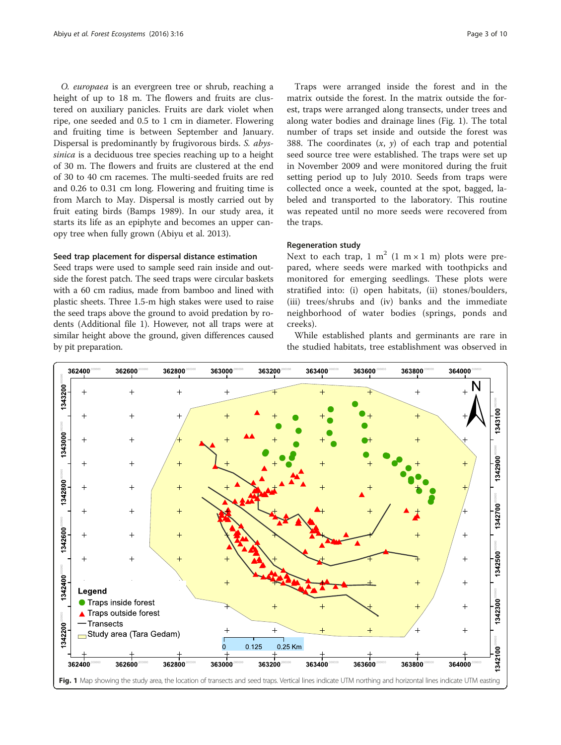*O. europaea* is an evergreen tree or shrub, reaching a height of up to 18 m. The flowers and fruits are clustered on auxiliary panicles. Fruits are dark violet when ripe, one seeded and 0.5 to 1 cm in diameter. Flowering and fruiting time is between September and January. Dispersal is predominantly by frugivorous birds. *S. abyssinica* is a deciduous tree species reaching up to a height of 30 m. The flowers and fruits are clustered at the end of 30 to 40 cm racemes. The multi-seeded fruits are red and 0.26 to 0.31 cm long. Flowering and fruiting time is from March to May. Dispersal is mostly carried out by fruit eating birds (Bamps 1989). In our study area, it starts its life as an epiphyte and becomes an upper canopy tree when fully grown (Abiyu et al. 2013).

#### Seed trap placement for dispersal distance estimation

Seed traps were used to sample seed rain inside and outside the forest patch. The seed traps were circular baskets with a 60 cm radius, made from bamboo and lined with plastic sheets. Three 1.5-m high stakes were used to raise the seed traps above the ground to avoid predation by rodents (Additional file 1). However, not all traps were at similar height above the ground, given differences caused by pit preparation.

Traps were arranged inside the forest and in the matrix outside the forest. In the matrix outside the forest, traps were arranged along transects, under trees and along water bodies and drainage lines (Fig. 1). The total number of traps set inside and outside the forest was 388. The coordinates ($x$, $y$) of each trap and potential seed source tree were established. The traps were set up in November 2009 and were monitored during the fruit setting period up to July 2010. Seeds from traps were collected once a week, counted at the spot, bagged, labeled and transported to the laboratory. This routine was repeated until no more seeds were recovered from the traps.

#### Regeneration study

Next to each trap, 1 m$^2$ (1 m × 1 m) plots were prepared, where seeds were marked with toothpicks and monitored for emerging seedlings. These plots were stratified into: (i) open habitats, (ii) stones/boulders, (iii) trees/shrubs and (iv) banks and the immediate neighborhood of water bodies (springs, ponds and creeks).

While established plants and germinants are rare in the studied habitats, tree establishment was observed in

**Fig. 1** Map showing the study area, the location of transects and seed traps. Vertical lines indicate UTM northing and horizontal lines indicate UTM easting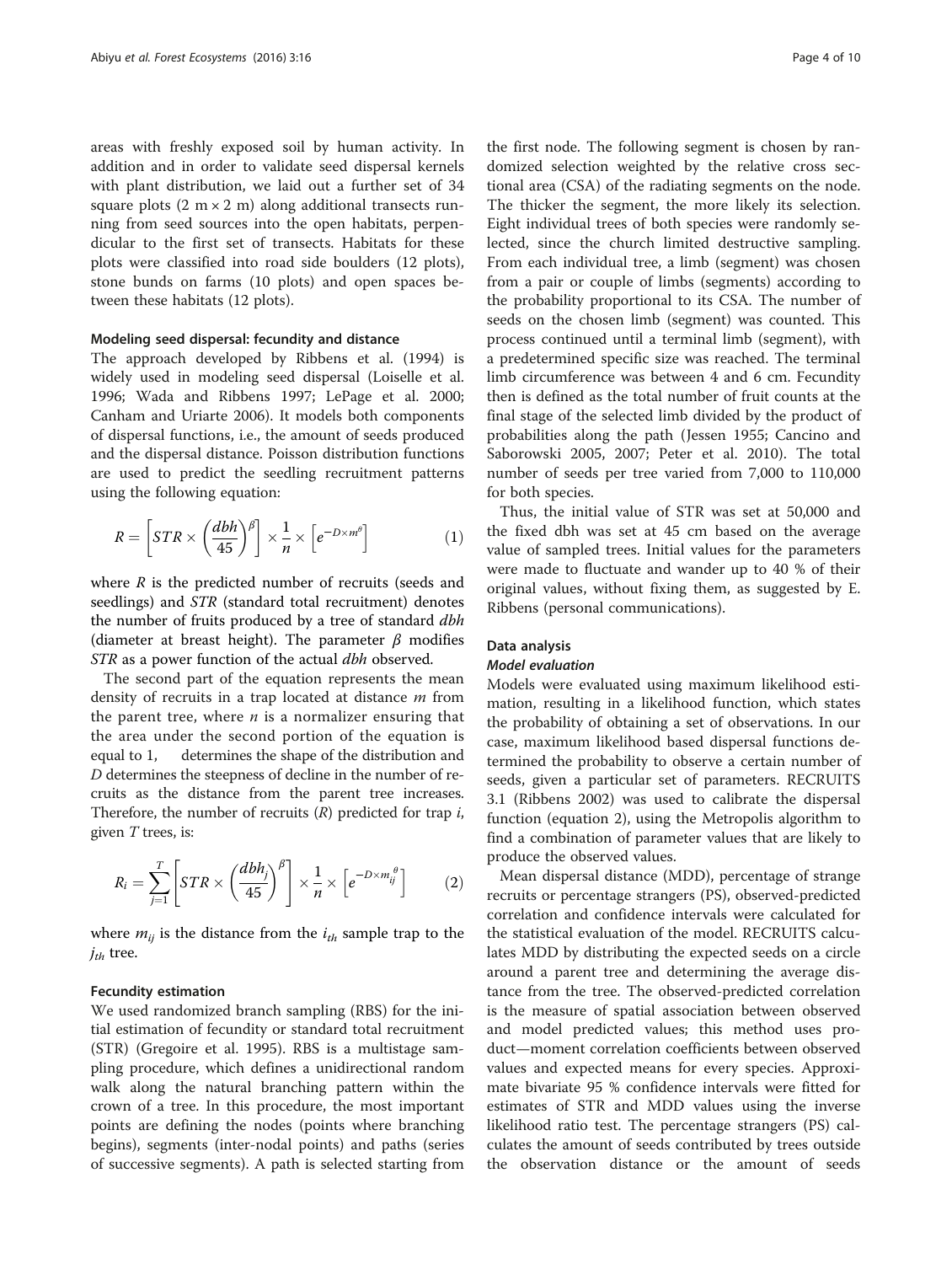areas with freshly exposed soil by human activity. In addition and in order to validate seed dispersal kernels with plant distribution, we laid out a further set of 34 square plots (2 m × 2 m) along additional transects running from seed sources into the open habitats, perpendicular to the first set of transects. Habitats for these plots were classified into road side boulders (12 plots), stone bunds on farms (10 plots) and open spaces between these habitats (12 plots).

### Modeling seed dispersal: fecundity and distance

The approach developed by Ribbens et al. (1994) is widely used in modeling seed dispersal (Loiselle et al. 1996; Wada and Ribbens 1997; LePage et al. 2000; Canham and Uriarte 2006). It models both components of dispersal functions, i.e., the amount of seeds produced and the dispersal distance. Poisson distribution functions are used to predict the seedling recruitment patterns using the following equation:

$$R = \left[STR \times \left(\frac{dbh}{45}\right)^{\beta}\right] \times \frac{1}{n} \times \left[e^{-D \times m^{\theta}}\right] \tag{1}$$

where $R$ is the predicted number of recruits (seeds and seedlings) and $STR$ (standard total recruitment) denotes the number of fruits produced by a tree of standard $dbh$ (diameter at breast height). The parameter $\beta$ modifies $STR$ as a power function of the actual $dbh$ observed.

The second part of the equation represents the mean density of recruits in a trap located at distance $m$ from the parent tree, where $n$ is a normalizer ensuring that the area under the second portion of the equation is equal to 1, determines the shape of the distribution and $D$ determines the steepness of decline in the number of recruits as the distance from the parent tree increases. Therefore, the number of recruits ($R$) predicted for trap $i$, given $T$ trees, is:

$$R_i = \sum_{j=1}^{T}\left[STR \times \left(\frac{dbh_j}{45}\right)^{\beta}\right] \times \frac{1}{n} \times \left[e^{-D \times m_{ij}^{\theta}}\right] \tag{2}$$

where $m_{ij}$ is the distance from the $i_{th}$ sample trap to the $j_{th}$ tree.

### Fecundity estimation

We used randomized branch sampling (RBS) for the initial estimation of fecundity or standard total recruitment (STR) (Gregoire et al. 1995). RBS is a multistage sampling procedure, which defines a unidirectional random walk along the natural branching pattern within the crown of a tree. In this procedure, the most important points are defining the nodes (points where branching begins), segments (inter-nodal points) and paths (series of successive segments). A path is selected starting from the first node. The following segment is chosen by randomized selection weighted by the relative cross sectional area (CSA) of the radiating segments on the node. The thicker the segment, the more likely its selection. Eight individual trees of both species were randomly selected, since the church limited destructive sampling. From each individual tree, a limb (segment) was chosen from a pair or couple of limbs (segments) according to the probability proportional to its CSA. The number of seeds on the chosen limb (segment) was counted. This process continued until a terminal limb (segment), with a predetermined specific size was reached. The terminal limb circumference was between 4 and 6 cm. Fecundity then is defined as the total number of fruit counts at the final stage of the selected limb divided by the product of probabilities along the path (Jessen 1955; Cancino and Saborowski 2005, 2007; Peter et al. 2010). The total number of seeds per tree varied from 7,000 to 110,000 for both species.

Thus, the initial value of STR was set at 50,000 and the fixed dbh was set at 45 cm based on the average value of sampled trees. Initial values for the parameters were made to fluctuate and wander up to 40 % of their original values, without fixing them, as suggested by E. Ribbens (personal communications).

## Data analysis

### *Model evaluation*

Models were evaluated using maximum likelihood estimation, resulting in a likelihood function, which states the probability of obtaining a set of observations. In our case, maximum likelihood based dispersal functions determined the probability to observe a certain number of seeds, given a particular set of parameters. RECRUITS 3.1 (Ribbens 2002) was used to calibrate the dispersal function (equation 2), using the Metropolis algorithm to find a combination of parameter values that are likely to produce the observed values.

Mean dispersal distance (MDD), percentage of strange recruits or percentage strangers (PS), observed-predicted correlation and confidence intervals were calculated for the statistical evaluation of the model. RECRUITS calculates MDD by distributing the expected seeds on a circle around a parent tree and determining the average distance from the tree. The observed-predicted correlation is the measure of spatial association between observed and model predicted values; this method uses product—moment correlation coefficients between observed values and expected means for every species. Approximate bivariate 95 % confidence intervals were fitted for estimates of STR and MDD values using the inverse likelihood ratio test. The percentage strangers (PS) calculates the amount of seeds contributed by trees outside the observation distance or the amount of seeds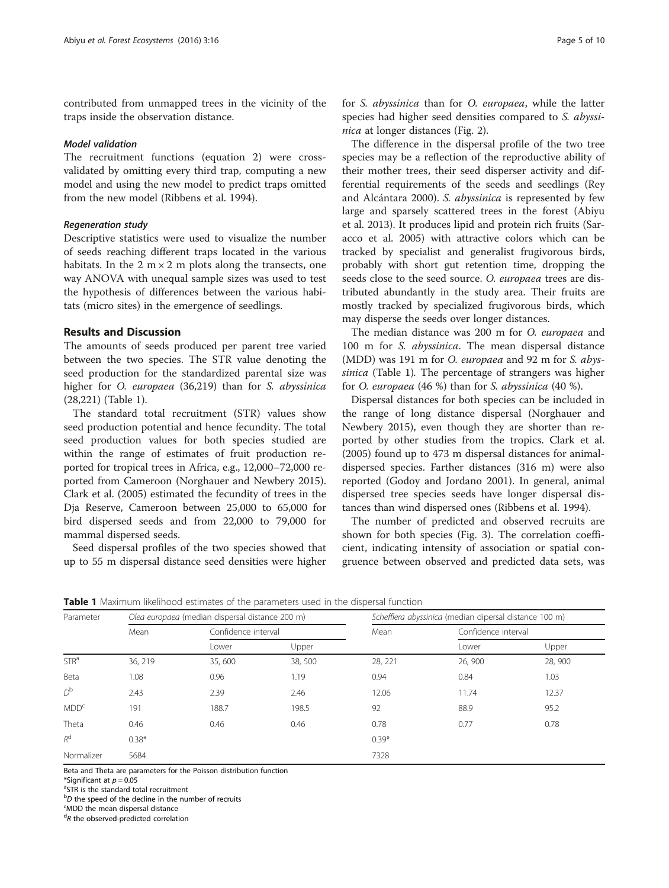contributed from unmapped trees in the vicinity of the traps inside the observation distance.

#### *Model validation*

The recruitment functions (equation 2) were cross-validated by omitting every third trap, computing a new model and using the new model to predict traps omitted from the new model (Ribbens et al. 1994).

#### *Regeneration study*

Descriptive statistics were used to visualize the number of seeds reaching different traps located in the various habitats. In the 2 m × 2 m plots along the transects, one way ANOVA with unequal sample sizes was used to test the hypothesis of differences between the various habitats (micro sites) in the emergence of seedlings.

## Results and Discussion

The amounts of seeds produced per parent tree varied between the two species. The STR value denoting the seed production for the standardized parental size was higher for *O. europaea* (36,219) than for *S. abyssinica* (28,221) (Table 1).

The standard total recruitment (STR) values show seed production potential and hence fecundity. The total seed production values for both species studied are within the range of estimates of fruit production reported for tropical trees in Africa, e.g., 12,000–72,000 reported from Cameroon (Norghauer and Newbery 2015). Clark et al. (2005) estimated the fecundity of trees in the Dja Reserve, Cameroon between 25,000 to 65,000 for bird dispersed seeds and from 22,000 to 79,000 for mammal dispersed seeds.

Seed dispersal profiles of the two species showed that up to 55 m dispersal distance seed densities were higher for *S. abyssinica* than for *O. europaea*, while the latter species had higher seed densities compared to *S. abyssinica* at longer distances (Fig. 2).

The difference in the dispersal profile of the two tree species may be a reflection of the reproductive ability of their mother trees, their seed disperser activity and differential requirements of the seeds and seedlings (Rey and Alcántara 2000). *S. abyssinica* is represented by few large and sparsely scattered trees in the forest (Abiyu et al. 2013). It produces lipid and protein rich fruits (Saracco et al. 2005) with attractive colors which can be tracked by specialist and generalist frugivorous birds, probably with short gut retention time, dropping the seeds close to the seed source. *O. europaea* trees are distributed abundantly in the study area. Their fruits are mostly tracked by specialized frugivorous birds, which may disperse the seeds over longer distances.

The median distance was 200 m for *O. europaea* and 100 m for *S. abyssinica*. The mean dispersal distance (MDD) was 191 m for *O. europaea* and 92 m for *S. abyssinica* (Table 1). The percentage of strangers was higher for *O. europaea* (46 %) than for *S. abyssinica* (40 %).

Dispersal distances for both species can be included in the range of long distance dispersal (Norghauer and Newbery 2015), even though they are shorter than reported by other studies from the tropics. Clark et al. (2005) found up to 473 m dispersal distances for animal-dispersed species. Farther distances (316 m) were also reported (Godoy and Jordano 2001). In general, animal dispersed tree species seeds have longer dispersal distances than wind dispersed ones (Ribbens et al. 1994).

The number of predicted and observed recruits are shown for both species (Fig. 3). The correlation coefficient, indicating intensity of association or spatial congruence between observed and predicted data sets, was

**Table 1** Maximum likelihood estimates of the parameters used in the dispersal function

| Parameter | *Olea europaea* (median dispersal distance 200 m) | | | *Schefflera abyssinica* (median dipersal distance 100 m) | | |
|---|---|---|---|---|---|---|
| | Mean | Confidence interval | | Mean | Confidence interval | |
| | | Lower | Upper | | Lower | Upper |
| STR[a] | 36, 219 | 35, 600 | 38, 500 | 28, 221 | 26, 900 | 28, 900 |
| Beta | 1.08 | 0.96 | 1.19 | 0.94 | 0.84 | 1.03 |
| $D$[b] | 2.43 | 2.39 | 2.46 | 12.06 | 11.74 | 12.37 |
| MDD[c] | 191 | 188.7 | 198.5 | 92 | 88.9 | 95.2 |
| Theta | 0.46 | 0.46 | 0.46 | 0.78 | 0.77 | 0.78 |
| $R$[d] | 0.38* | | | 0.39* | | |
| Normalizer | 5684 | | | 7328 | | |

Beta and Theta are parameters for the Poisson distribution function
*Significant at $p = 0.05$
[a]STR is the standard total recruitment
[b]$D$ the speed of the decline in the number of recruits
[c]MDD the mean dispersal distance
[d]$R$ the observed-predicted correlation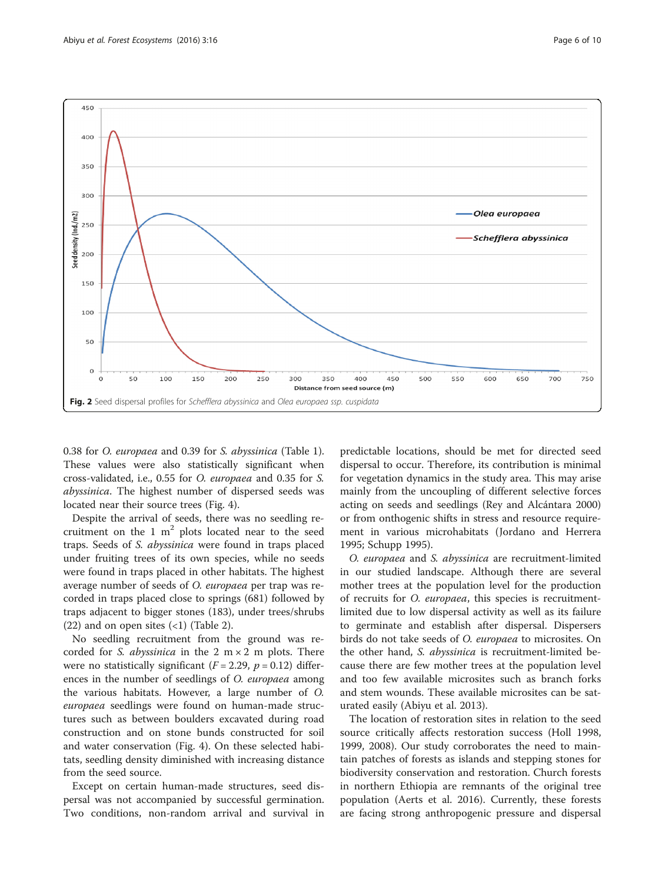Fig. 2 Seed dispersal profiles for *Schefflera abyssinica* and *Olea europaea ssp. cuspidata*

0.38 for *O. europaea* and 0.39 for *S. abyssinica* (Table 1). These values were also statistically significant when cross-validated, i.e., 0.55 for *O. europaea* and 0.35 for *S. abyssinica*. The highest number of dispersed seeds was located near their source trees (Fig. 4).

Despite the arrival of seeds, there was no seedling recruitment on the 1 $m^2$ plots located near to the seed traps. Seeds of *S. abyssinica* were found in traps placed under fruiting trees of its own species, while no seeds were found in traps placed in other habitats. The highest average number of seeds of *O. europaea* per trap was recorded in traps placed close to springs (681) followed by traps adjacent to bigger stones (183), under trees/shrubs (22) and on open sites (<1) (Table 2).

No seedling recruitment from the ground was recorded for *S. abyssinica* in the 2 m × 2 m plots. There were no statistically significant ($F = 2.29$, $p = 0.12$) differences in the number of seedlings of *O. europaea* among the various habitats. However, a large number of *O. europaea* seedlings were found on human-made structures such as between boulders excavated during road construction and on stone bunds constructed for soil and water conservation (Fig. 4). On these selected habitats, seedling density diminished with increasing distance from the seed source.

Except on certain human-made structures, seed dispersal was not accompanied by successful germination. Two conditions, non-random arrival and survival in predictable locations, should be met for directed seed dispersal to occur. Therefore, its contribution is minimal for vegetation dynamics in the study area. This may arise mainly from the uncoupling of different selective forces acting on seeds and seedlings (Rey and Alcántara 2000) or from onthogenic shifts in stress and resource requirement in various microhabitats (Jordano and Herrera 1995; Schupp 1995).

*O. europaea* and *S. abyssinica* are recruitment-limited in our studied landscape. Although there are several mother trees at the population level for the production of recruits for *O. europaea*, this species is recruitment-limited due to low dispersal activity as well as its failure to germinate and establish after dispersal. Dispersers birds do not take seeds of *O. europaea* to microsites. On the other hand, *S. abyssinica* is recruitment-limited because there are few mother trees at the population level and too few available microsites such as branch forks and stem wounds. These available microsites can be saturated easily (Abiyu et al. 2013).

The location of restoration sites in relation to the seed source critically affects restoration success (Holl 1998, 1999, 2008). Our study corroborates the need to maintain patches of forests as islands and stepping stones for biodiversity conservation and restoration. Church forests in northern Ethiopia are remnants of the original tree population (Aerts et al. 2016). Currently, these forests are facing strong anthropogenic pressure and dispersal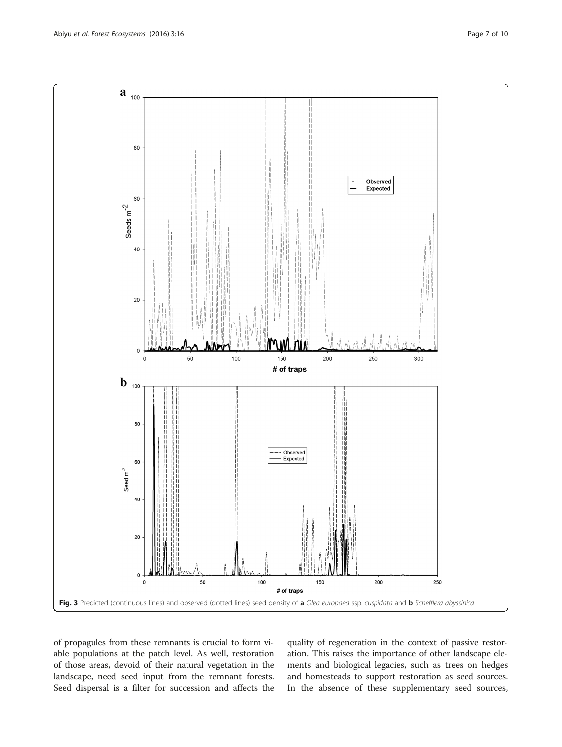Fig. 3 Predicted (continuous lines) and observed (dotted lines) seed density of **a** *Olea europaea* ssp. *cuspidata* and **b** *Schefflera abyssinica*

of propagules from these remnants is crucial to form viable populations at the patch level. As well, restoration of those areas, devoid of their natural vegetation in the landscape, need seed input from the remnant forests. Seed dispersal is a filter for succession and affects the quality of regeneration in the context of passive restoration. This raises the importance of other landscape elements and biological legacies, such as trees on hedges and homesteads to support restoration as seed sources. In the absence of these supplementary seed sources,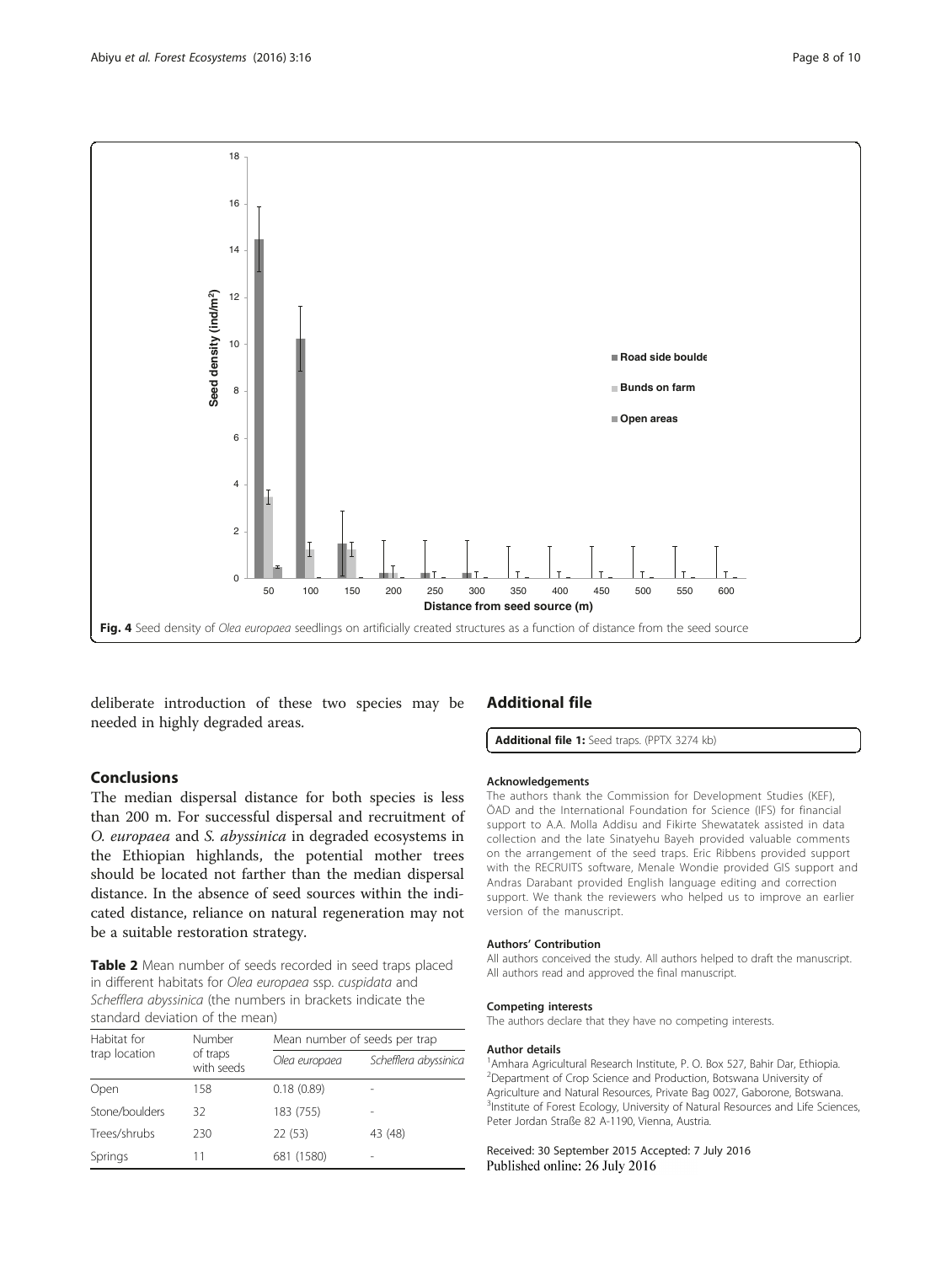Fig. 4 Seed density of *Olea europaea* seedlings on artificially created structures as a function of distance from the seed source

deliberate introduction of these two species may be needed in highly degraded areas.

## Conclusions

The median dispersal distance for both species is less than 200 m. For successful dispersal and recruitment of *O. europaea* and *S. abyssinica* in degraded ecosystems in the Ethiopian highlands, the potential mother trees should be located not farther than the median dispersal distance. In the absence of seed sources within the indicated distance, reliance on natural regeneration may not be a suitable restoration strategy.

**Table 2** Mean number of seeds recorded in seed traps placed in different habitats for *Olea europaea* ssp. *cuspidata* and *Schefflera abyssinica* (the numbers in brackets indicate the standard deviation of the mean)

| Habitat for trap location | Number of traps with seeds | Mean number of seeds per trap | |
|---|---|---|---|
| | | *Olea europaea* | *Schefflera abyssinica* |
| Open | 158 | 0.18 (0.89) | - |
| Stone/boulders | 32 | 183 (755) | - |
| Trees/shrubs | 230 | 22 (53) | 43 (48) |
| Springs | 11 | 681 (1580) | - |

## Additional file

**Additional file 1:** Seed traps. (PPTX 3274 kb)

#### Acknowledgements

The authors thank the Commission for Development Studies (KEF), ÖAD and the International Foundation for Science (IFS) for financial support to A.A. Molla Addisu and Fikirte Shewatatek assisted in data collection and the late Sinatyehu Bayeh provided valuable comments on the arrangement of the seed traps. Eric Ribbens provided support with the RECRUITS software, Menale Wondie provided GIS support and Andras Darabant provided English language editing and correction support. We thank the reviewers who helped us to improve an earlier version of the manuscript.

#### Authors' Contribution

All authors conceived the study. All authors helped to draft the manuscript. All authors read and approved the final manuscript.

#### Competing interests

The authors declare that they have no competing interests.

#### Author details

[1]Amhara Agricultural Research Institute, P. O. Box 527, Bahir Dar, Ethiopia. [2]Department of Crop Science and Production, Botswana University of Agriculture and Natural Resources, Private Bag 0027, Gaborone, Botswana. [3]Institute of Forest Ecology, University of Natural Resources and Life Sciences, Peter Jordan Straße 82 A-1190, Vienna, Austria.

Received: 30 September 2015 Accepted: 7 July 2016
Published online: 26 July 2016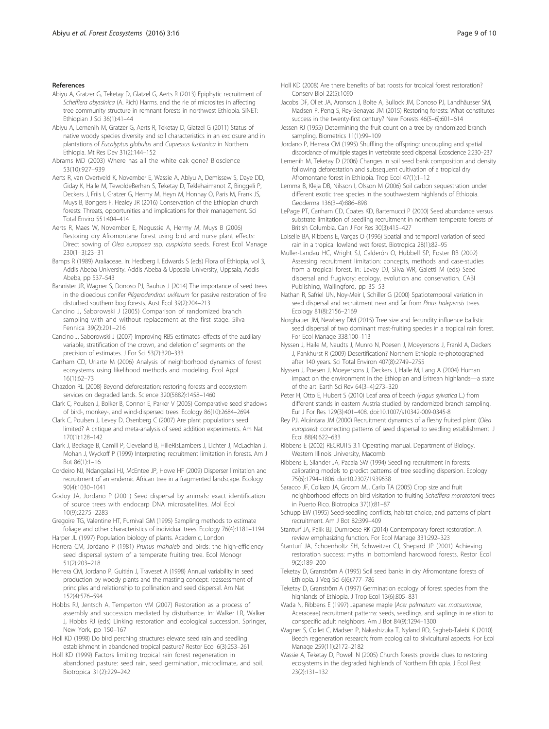## References

Abiyu A, Gratzer G, Teketay D, Glatzel G, Aerts R (2013) Epiphytic recruitment of *Schefflera abyssinica* (A. Rich) Harms. and the rle of microsites in affecting tree community structure in remnant forests in northwest Ethiopia. SINET: Ethiopian J Sci 36(1):41–44

Abiyu A, Lemenih M, Gratzer G, Aerts R, Teketay D, Glatzel G (2011) Status of native woody species diversity and soil characteristics in an exclosure and in plantations of *Eucalyptus globulus* and *Cupressus lusitanica* in Northern Ethiopia. Mt Res Dev 31(2):144–152

Abrams MD (2003) Where has all the white oak gone? Bioscience 53(10):927–939

Aerts R, van Overtveld K, November E, Wassie A, Abiyu A, Demissew S, Daye DD, Giday K, Haile M, TewoldeBerhan S, Teketay D, Teklehaimanot Z, Binggeli P, Deckers J, Friis I, Gratzer G, Hermy M, Heyn M, Honnay O, Paris M, Frank JS, Muys B, Bongers F, Healey JR (2016) Conservation of the Ethiopian church forests: Threats, opportunities and implications for their management. Sci Total Enviro 551:404–414

Aerts R, Maes W, November E, Negussie A, Hermy M, Muys B (2006) Restoring dry Afromontane forest using bird and nurse plant effects: Direct sowing of *Olea europaea* ssp. *cuspidata* seeds. Forest Ecol Manage 230(1–3):23–31

Bamps R (1989) Araliaceae. In: Hedberg I, Edwards S (eds) Flora of Ethiopia, vol 3, Addis Abeba University. Addis Abeba & Uppsala University, Uppsala, Addis Abeba, pp 537–543

Bannister JR, Wagner S, Donoso PJ, Bauhus J (2014) The importance of seed trees in the dioecious conifer *Pilgerodendron uviferum* for passive restoration of fire disturbed southern bog forests. Aust Ecol 39(2):204–213

Cancino J, Saborowski J (2005) Comparison of randomized branch sampling with and without replacement at the first stage. Silva Fennica 39(2):201–216

Cancino J, Saborowski J (2007) Improving RBS estimates–effects of the auxiliary variable, stratification of the crown, and deletion of segments on the precision of estimates. J For Sci 53(7):320–333

Canham CD, Uriarte M (2006) Analysis of neighborhood dynamics of forest ecosystems using likelihood methods and modeling. Ecol Appl 16(1):62–73

Chazdon RL (2008) Beyond deforestation: restoring forests and ecosystem services on degraded lands. Science 320(5882):1458–1460

Clark C, Poulsen J, Bolker B, Connor E, Parker V (2005) Comparative seed shadows of bird-, monkey-, and wind-dispersed trees. Ecology 86(10):2684–2694

Clark C, Poulsen J, Levey D, Osenberg C (2007) Are plant populations seed limited? A critique and meta-analysis of seed addition experiments. Am Nat 170(1):128–142

Clark J, Beckage B, Camill P, Cleveland B, HilleRisLambers J, Lichter J, McLachlan J, Mohan J, Wyckoff P (1999) Interpreting recruitment limitation in forests. Am J Bot 86(1):1–16

Cordeiro NJ, Ndangalasi HJ, McEntee JP, Howe HF (2009) Disperser limitation and recruitment of an endemic African tree in a fragmented landscape. Ecology 90(4):1030–1041

Godoy JA, Jordano P (2001) Seed dispersal by animals: exact identification of source trees with endocarp DNA microsatellites. Mol Ecol 10(9):2275–2283

Gregoire TG, Valentine HT, Furnival GM (1995) Sampling methods to estimate foliage and other characteristics of individual trees. Ecology 76(4):1181–1194

Harper JL (1997) Population biology of plants. Academic, London

Herrera CM, Jordano P (1981) *Prunus mahaleb* and birds: the high-efficiency seed dispersal system of a temperate fruiting tree. Ecol Monogr 51(2):203–218

Herrera CM, Jordano P, Guitián J, Traveset A (1998) Annual variability in seed production by woody plants and the masting concept: reassessment of principles and relationship to pollination and seed dispersal. Am Nat 152(4):576–594

Hobbs RJ, Jentsch A, Temperton VM (2007) Restoration as a process of assembly and succession mediated by disturbance. In: Walker LR, Walker J, Hobbs RJ (eds) Linking restoration and ecological succession. Springer, New York, pp 150–167

Holl KD (1998) Do bird perching structures elevate seed rain and seedling establishment in abandoned tropical pasture? Restor Ecol 6(3):253–261

Holl KD (1999) Factors limiting tropical rain forest regeneration in abandoned pasture: seed rain, seed germination, microclimate, and soil. Biotropica 31(2):229–242

Holl KD (2008) Are there benefits of bat roosts for tropical forest restoration? Conserv Biol 22(5):1090

Jacobs DF, Oliet JA, Aronson J, Bolte A, Bullock JM, Donoso PJ, Landhäusser SM, Madsen P, Peng S, Rey-Benayas JM (2015) Restoring forests: What constitutes success in the twenty-first century? New Forests 46(5–6):601–614

Jessen RJ (1955) Determining the fruit count on a tree by randomized branch sampling. Biometrics 11(1):99–109

Jordano P, Herrera CM (1995) Shuffling the offspring: uncoupling and spatial discordance of multiple stages in vertebrate seed dispersal. Écoscience 2:230–237

Lemenih M, Teketay D (2006) Changes in soil seed bank composition and density following deforestation and subsequent cultivation of a tropical dry Afromontane forest in Ethiopia. Trop Ecol 47(1):1–12

Lemma B, Kleja DB, Nilsson I, Olsson M (2006) Soil carbon sequestration under different exotic tree species in the southwestern highlands of Ethiopia. Geoderma 136(3–4):886–898

LePage PT, Canham CD, Coates KD, Bartemucci P (2000) Seed abundance versus substrate limitation of seedling recruitment in northern temperate forests of British Columbia. Can J For Res 30(3):415–427

Loiselle BA, Ribbens E, Vargas O (1996) Spatial and temporal variation of seed rain in a tropical lowland wet forest. Biotropica 28(1):82–95

Muller-Landau HC, Wright SJ, Calderón O, Hubbell SP, Foster RB (2002) Assessing recruitment limitation: concepts, methods and case-studies from a tropical forest. In: Levey DJ, Silva WR, Galetti M (eds) Seed dispersal and frugivory: ecology, evolution and conservation. CABI Publishing, Wallingford, pp 35–53

Nathan R, Safriel UN, Noy-Meir I, Schiller G (2000) Spatiotemporal variation in seed dispersal and recruitment near and far from *Pinus halepensis* trees. Ecology 81(8):2156–2169

Norghauer JM, Newbery DM (2015) Tree size and fecundity influence ballistic seed dispersal of two dominant mast-fruiting species in a tropical rain forest. For Ecol Manage 338:100–113

Nyssen J, Haile M, Naudts J, Munro N, Poesen J, Moeyersons J, Frankl A, Deckers J, Pankhurst R (2009) Desertification? Northern Ethiopia re-photographed after 140 years. Sci Total Environ 407(8):2749–2755

Nyssen J, Poesen J, Moeyersons J, Deckers J, Haile M, Lang A (2004) Human impact on the environment in the Ethiopian and Eritrean highlands—a state of the art. Earth Sci Rev 64(3–4):273–320

Peter H, Otto E, Hubert S (2010) Leaf area of beech (*Fagus sylvatica* L.) from different stands in eastern Austria studied by randomized branch sampling. Eur J For Res 129(3):401–408. doi:10.1007/s10342-009-0345-8

Rey PJ, Alcántara JM (2000) Recruitment dynamics of a fleshy fruited plant (*Olea europaea*): connecting patterns of seed dispersal to seedling establishment. J Ecol 88(4):622–633

Ribbens E (2002) RECRUITS 3.1 Operating manual. Department of Biology. Western Illinois University, Macomb

Ribbens E, Silander JA, Pacala SW (1994) Seedling recruitment in forests: calibrating models to predict patterns of tree seedling dispersion. Ecology 75(6):1794–1806. doi:10.2307/1939638

Saracco JF, Collazo JA, Groom MJ, Carlo TA (2005) Crop size and fruit neighborhood effects on bird visitation to fruiting *Schefflera morototoni* trees in Puerto Rico. Biotropica 37(1):81–87

Schupp EW (1995) Seed-seedling conflicts, habitat choice, and patterns of plant recruitment. Am J Bot 82:399–409

Stanturf JA, Palik BJ, Dumroese RK (2014) Contemporary forest restoration: A review emphasizing function. For Ecol Manage 331:292–323

Stanturf JA, Schoenholtz SH, Schweitzer CJ, Shepard JP (2001) Achieving restoration success: myths in bottomland hardwood forests. Restor Ecol 9(2):189–200

Teketay D, Granström A (1995) Soil seed banks in dry Afromontane forests of Ethiopia. J Veg Sci 6(6):777–786

Teketay D, Granström A (1997) Germination ecology of forest species from the highlands of Ethiopia. J Trop Ecol 13(6):805–831

Wada N, Ribbens E (1997) Japanese maple (*Acer palmatum* var. *matsumurae*, Aceraceae) recruitment patterns: seeds, seedlings, and saplings in relation to conspecific adult neighbors. Am J Bot 84(9):1294–1300

Wagner S, Collet C, Madsen P, Nakashizuka T, Nyland RD, Sagheb-Talebi K (2010) Beech regeneration research: from ecological to silvicultural aspects. For Ecol Manage 259(11):2172–2182

Wassie A, Teketay D, Powell N (2005) Church forests provide clues to restoring ecosystems in the degraded highlands of Northern Ethiopia. J Ecol Rest 23(2):131–132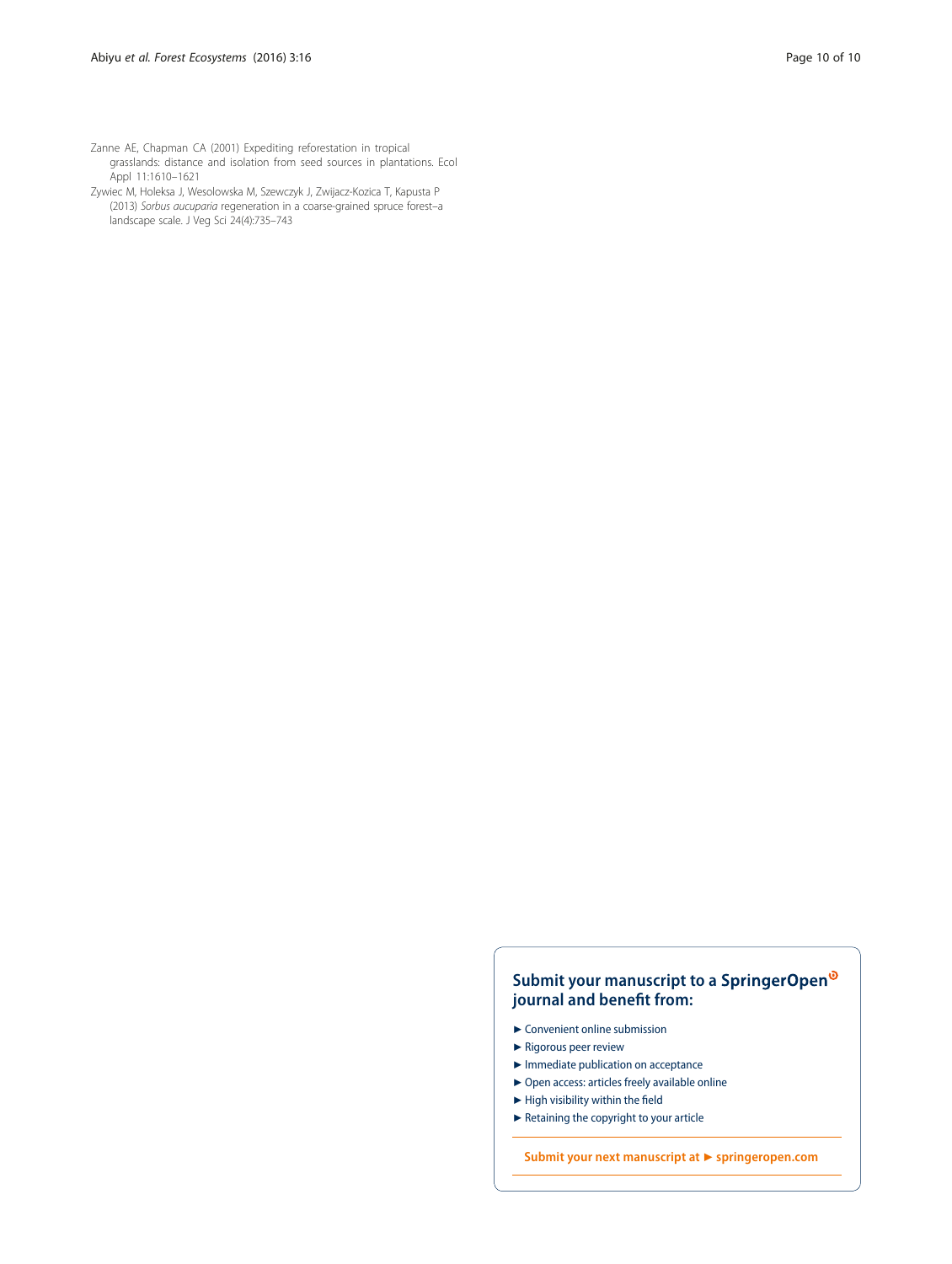Zanne AE, Chapman CA (2001) Expediting reforestation in tropical grasslands: distance and isolation from seed sources in plantations. Ecol Appl 11:1610–1621

Zywiec M, Holeksa J, Wesolowska M, Szewczyk J, Zwijacz-Kozica T, Kapusta P (2013) *Sorbus aucuparia* regeneration in a coarse-grained spruce forest–a landscape scale. J Veg Sci 24(4):735–743

**Submit your manuscript to a SpringerOpen journal and benefit from:**

- ► Convenient online submission
- ► Rigorous peer review
- ► Immediate publication on acceptance
- ► Open access: articles freely available online
- ► High visibility within the field
- ► Retaining the copyright to your article

**Submit your next manuscript at ► springeropen.com**